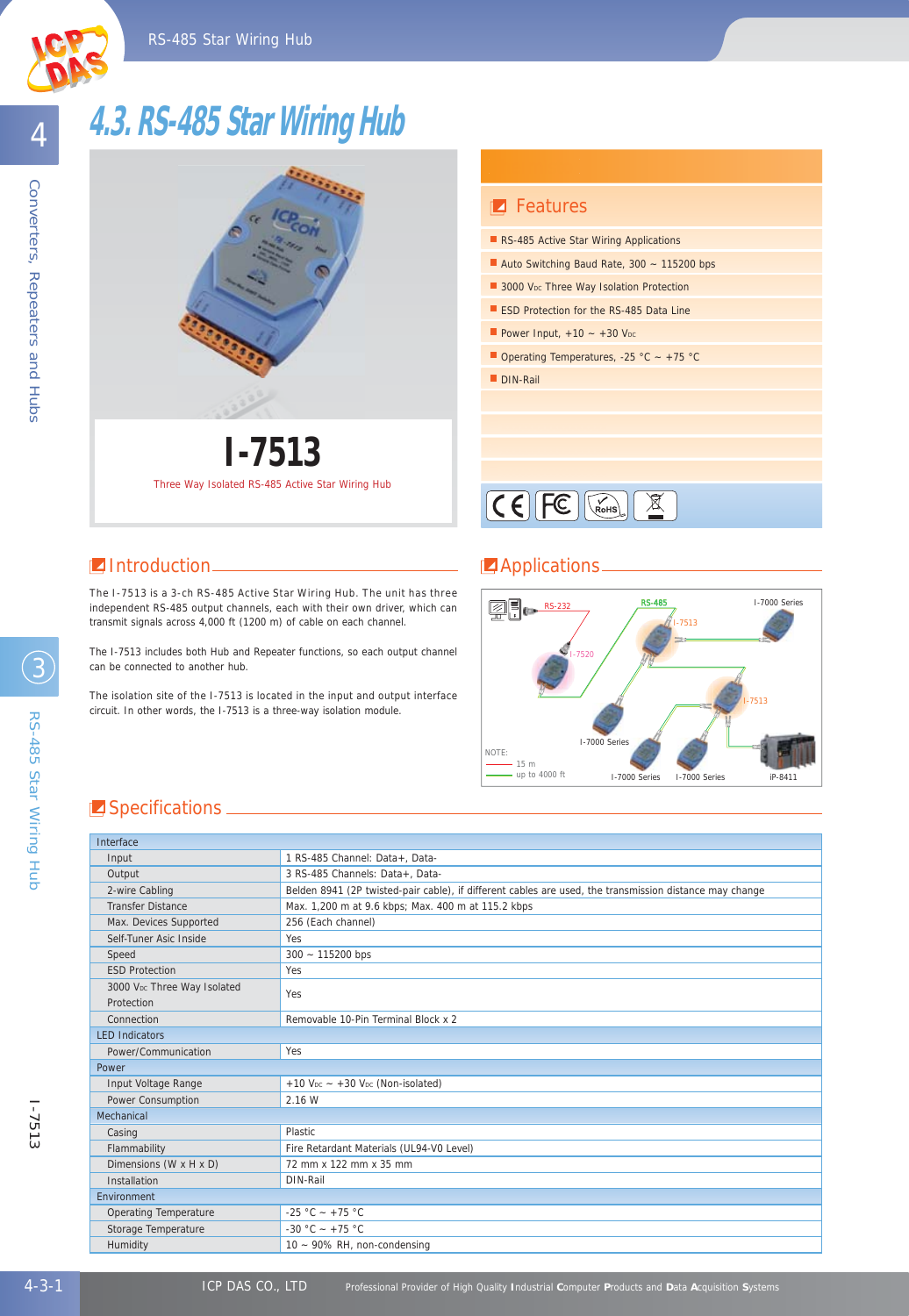# 4.3. RS-485 Star Wiring Hub

## I-7513

Three Way Isolated RS-485 Active Star Wiring Hub

## Features

- RS-485 Active Star Wiring Applications
- Auto Switching Baud Rate, 300 ~ 115200 bps
- 3000 $V_{DC}$ Three Way Isolation Protection
- ESD Protection for the RS-485 Data Line
- Power Input, +10 ~ +30 $V_{DC}$
- Operating Temperatures, -25 °C ~ +75 °C
- DIN-Rail

## Introduction

The I-7513 is a 3-ch RS-485 Active Star Wiring Hub. The unit has three independent RS-485 output channels, each with their own driver, which can transmit signals across 4,000 ft (1200 m) of cable on each channel.

The I-7513 includes both Hub and Repeater functions, so each output channel can be connected to another hub.

The isolation site of the I-7513 is located in the input and output interface circuit. In other words, the I-7513 is a three-way isolation module.

## Applications

RS-232, RS-485, I-7520, I-7513, I-7000 Series, iP-8411

NOTE: 15 m; up to 4000 ft

## Specifications

| Interface | |
|---|---|
| Input | 1 RS-485 Channel: Data+, Data- |
| Output | 3 RS-485 Channels: Data+, Data- |
| 2-wire Cabling | Belden 8941 (2P twisted-pair cable), if different cables are used, the transmission distance may change |
| Transfer Distance | Max. 1,200 m at 9.6 kbps; Max. 400 m at 115.2 kbps |
| Max. Devices Supported | 256 (Each channel) |
| Self-Tuner Asic Inside | Yes |
| Speed | 300 ~ 115200 bps |
| ESD Protection | Yes |
| 3000 $V_{DC}$ Three Way Isolated Protection | Yes |
| Connection | Removable 10-Pin Terminal Block x 2 |
| **LED Indicators** | |
| Power/Communication | Yes |
| **Power** | |
| Input Voltage Range | +10 $V_{DC}$ ~ +30 $V_{DC}$ (Non-isolated) |
| Power Consumption | 2.16 W |
| **Mechanical** | |
| Casing | Plastic |
| Flammability | Fire Retardant Materials (UL94-V0 Level) |
| Dimensions (W x H x D) | 72 mm x 122 mm x 35 mm |
| Installation | DIN-Rail |
| **Environment** | |
| Operating Temperature | -25 °C ~ +75 °C |
| Storage Temperature | -30 °C ~ +75 °C |
| Humidity | 10 ~ 90% RH, non-condensing |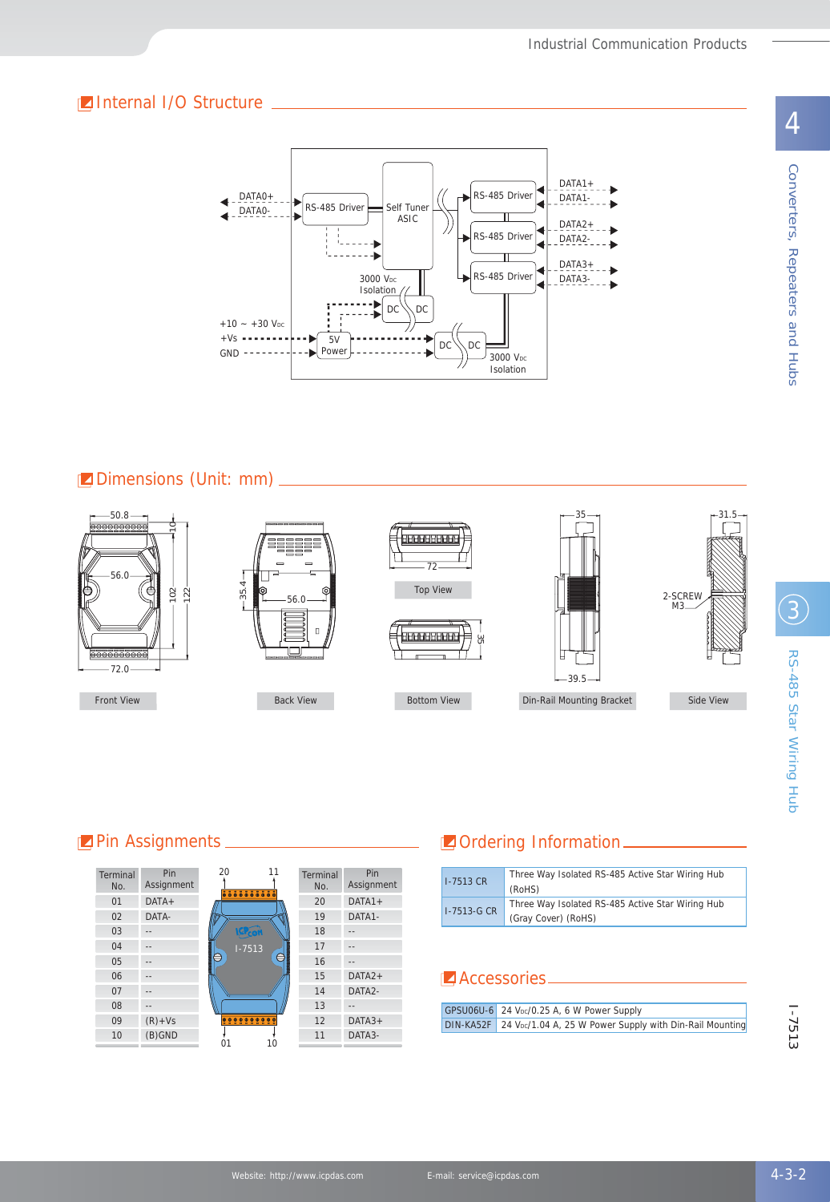## Internal I/O Structure

DATA0+
DATA0-
RS-485 Driver
Self Tuner ASIC
RS-485 Driver
DATA1+
DATA1-
RS-485 Driver
DATA2+
DATA2-
RS-485 Driver
DATA3+
DATA3-
3000 $V_{DC}$ Isolation
DC DC
+10 ~ +30 $V_{DC}$
+Vs
GND
5V Power
DC DC
3000 $V_{DC}$ Isolation

## Dimensions (Unit: mm)

50.8
10
56.0
102
122
72.0
Front View

35.4
56.0
Back View

72
Top View

35
Bottom View

35
39.5
Din-Rail Mounting Bracket

31.5
2-SCREW M3
Side View

## Pin Assignments

| Terminal No. | Pin Assignment |
|---|---|
| 01 | DATA+ |
| 02 | DATA- |
| 03 | -- |
| 04 | -- |
| 05 | -- |
| 06 | -- |
| 07 | -- |
| 08 | -- |
| 09 | (R)+Vs |
| 10 | (B)GND |

20 11
I-7513
01 10

| Terminal No. | Pin Assignment |
|---|---|
| 20 | DATA1+ |
| 19 | DATA1- |
| 18 | -- |
| 17 | -- |
| 16 | -- |
| 15 | DATA2+ |
| 14 | DATA2- |
| 13 | -- |
| 12 | DATA3+ |
| 11 | DATA3- |

## Ordering Information

| | |
|---|---|
| I-7513 CR | Three Way Isolated RS-485 Active Star Wiring Hub (RoHS) |
| I-7513-G CR | Three Way Isolated RS-485 Active Star Wiring Hub (Gray Cover) (RoHS) |

## Accessories

| | |
|---|---|
| GPSU06U-6 | 24 $V_{DC}$/0.25 A, 6 W Power Supply |
| DIN-KA52F | 24 $V_{DC}$/1.04 A, 25 W Power Supply with Din-Rail Mounting |